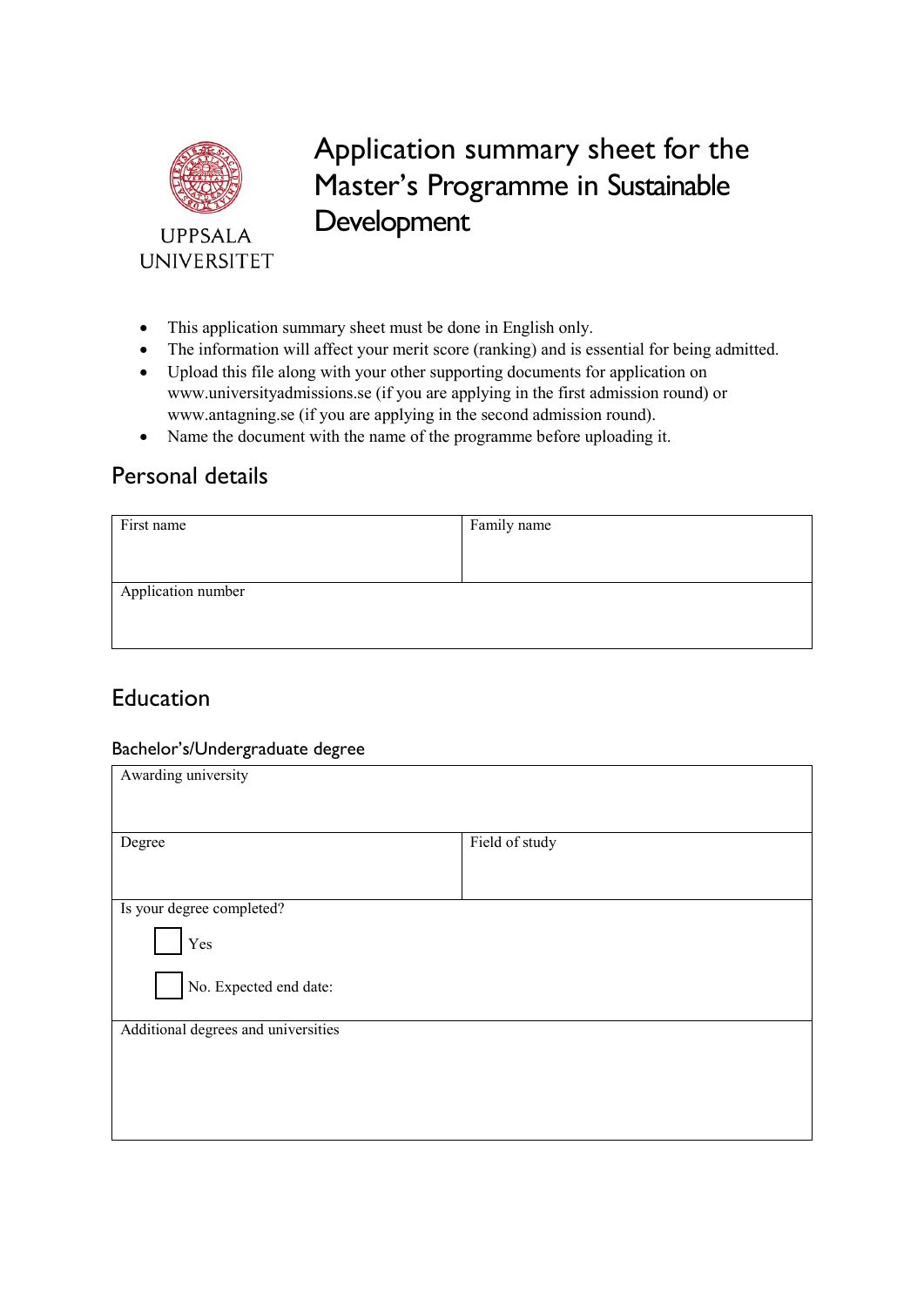UPPSALA UNIVERSITET

# Application summary sheet for the Master's Programme in Sustainable Development

- This application summary sheet must be done in English only.
- The information will affect your merit score (ranking) and is essential for being admitted.
- Upload this file along with your other supporting documents for application on www.universityadmissions.se (if you are applying in the first admission round) or www.antagning.se (if you are applying in the second admission round).
- Name the document with the name of the programme before uploading it.

## Personal details

| First name | Family name |
|---|---|
| Application number | |

## Education

### Bachelor's/Undergraduate degree

| Awarding university | |
|---|---|
| Degree | Field of study |
| Is your degree completed?<br>☐ Yes<br>☐ No. Expected end date: | |
| Additional degrees and universities | |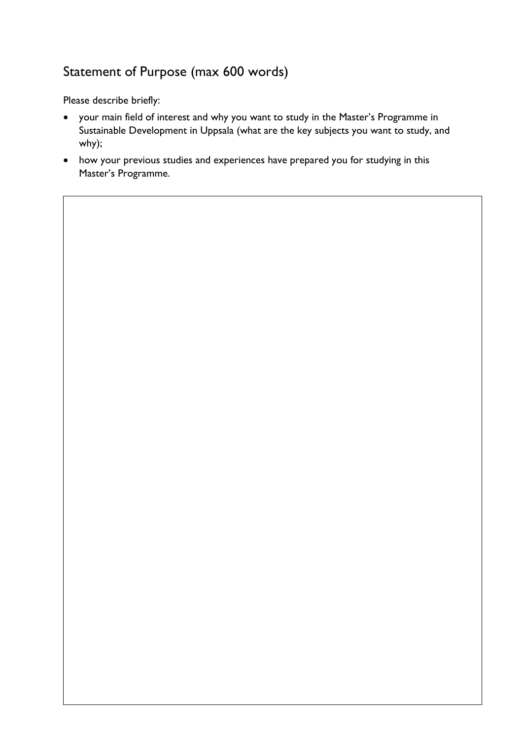## Statement of Purpose (max 600 words)

Please describe briefly:

- your main field of interest and why you want to study in the Master's Programme in Sustainable Development in Uppsala (what are the key subjects you want to study, and why);
- how your previous studies and experiences have prepared you for studying in this Master's Programme.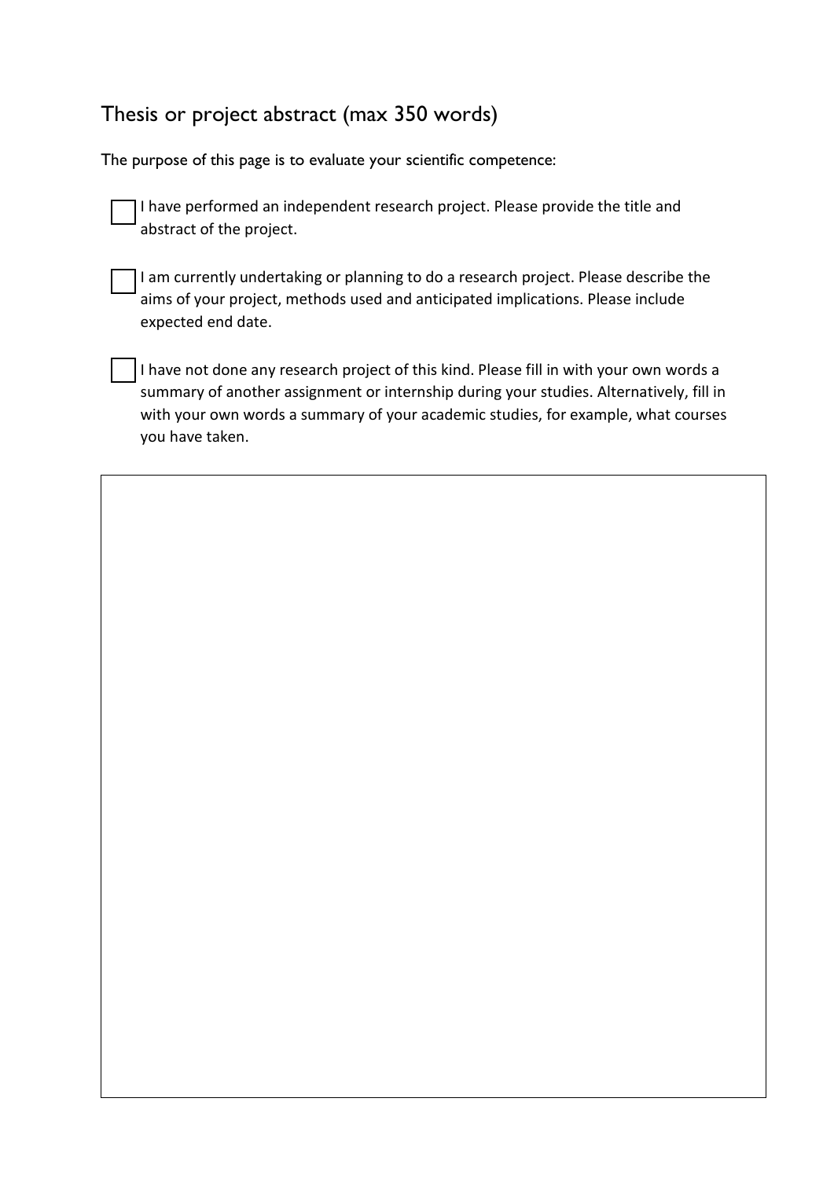## Thesis or project abstract (max 350 words)

The purpose of this page is to evaluate your scientific competence:

- [ ] I have performed an independent research project. Please provide the title and abstract of the project.

- [ ] I am currently undertaking or planning to do a research project. Please describe the aims of your project, methods used and anticipated implications. Please include expected end date.

- [ ] I have not done any research project of this kind. Please fill in with your own words a summary of another assignment or internship during your studies. Alternatively, fill in with your own words a summary of your academic studies, for example, what courses you have taken.